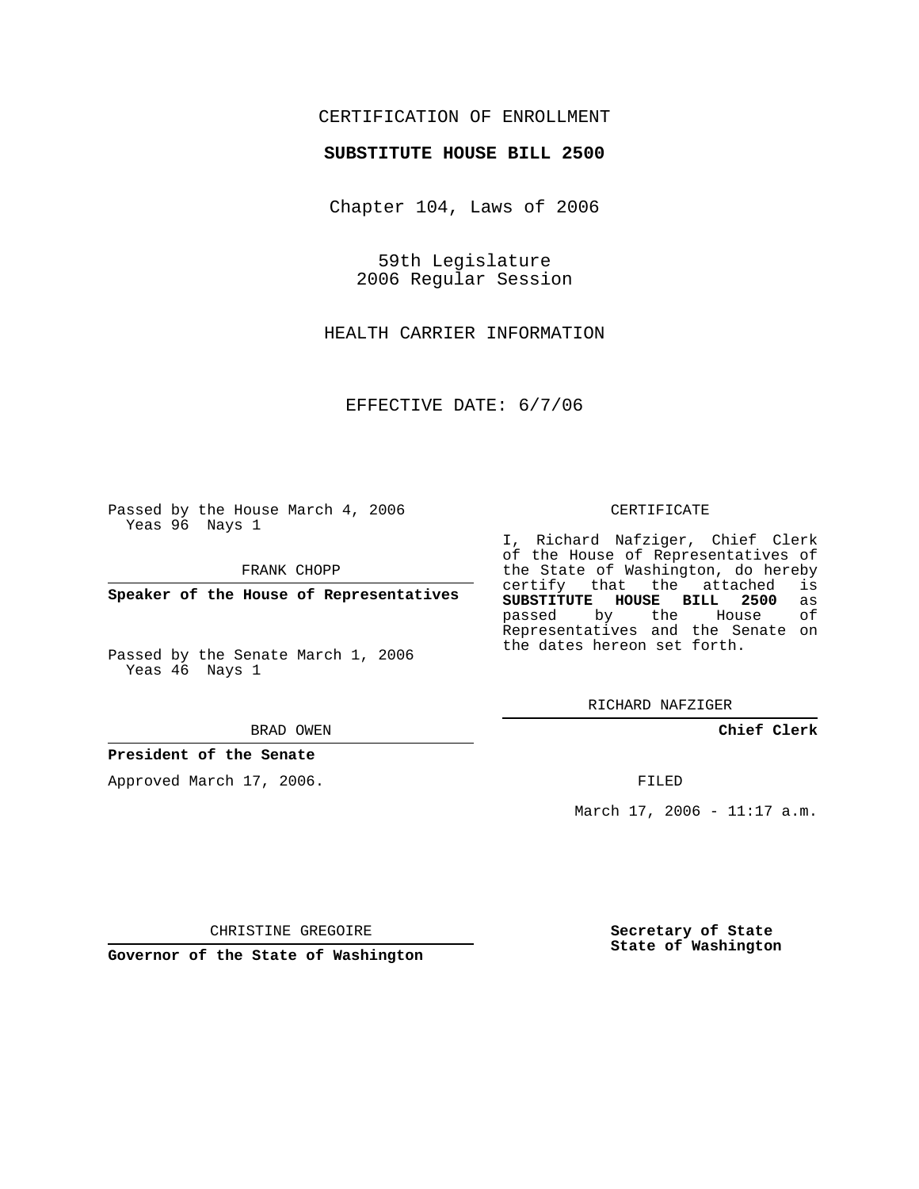CERTIFICATION OF ENROLLMENT

**SUBSTITUTE HOUSE BILL 2500**

Chapter 104, Laws of 2006

59th Legislature
2006 Regular Session

HEALTH CARRIER INFORMATION

EFFECTIVE DATE: 6/7/06

Passed by the House March 4, 2006
Yeas 96 Nays 1

FRANK CHOPP

**Speaker of the House of Representatives**

Passed by the Senate March 1, 2006
Yeas 46 Nays 1

BRAD OWEN

**President of the Senate**

Approved March 17, 2006.

CHRISTINE GREGOIRE

**Governor of the State of Washington**

CERTIFICATE

I, Richard Nafziger, Chief Clerk of the House of Representatives of the State of Washington, do hereby certify that the attached is **SUBSTITUTE HOUSE BILL 2500** as passed by the House of Representatives and the Senate on the dates hereon set forth.

RICHARD NAFZIGER

**Chief Clerk**

FILED

March 17, 2006 - 11:17 a.m.

**Secretary of State**
**State of Washington**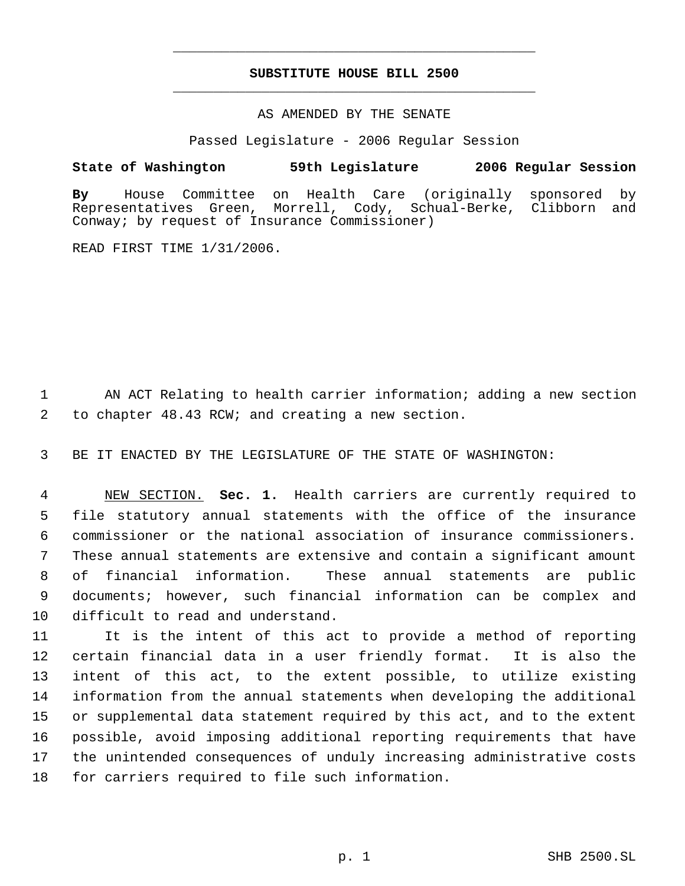# SUBSTITUTE HOUSE BILL 2500

AS AMENDED BY THE SENATE

Passed Legislature - 2006 Regular Session

**State of Washington 59th Legislature 2006 Regular Session**

**By** House Committee on Health Care (originally sponsored by Representatives Green, Morrell, Cody, Schual-Berke, Clibborn and Conway; by request of Insurance Commissioner)

READ FIRST TIME 1/31/2006.

1 AN ACT Relating to health carrier information; adding a new section
2 to chapter 48.43 RCW; and creating a new section.

3 BE IT ENACTED BY THE LEGISLATURE OF THE STATE OF WASHINGTON:

4 NEW SECTION. **Sec. 1.** Health carriers are currently required to
5 file statutory annual statements with the office of the insurance
6 commissioner or the national association of insurance commissioners.
7 These annual statements are extensive and contain a significant amount
8 of financial information. These annual statements are public
9 documents; however, such financial information can be complex and
10 difficult to read and understand.

11 It is the intent of this act to provide a method of reporting
12 certain financial data in a user friendly format. It is also the
13 intent of this act, to the extent possible, to utilize existing
14 information from the annual statements when developing the additional
15 or supplemental data statement required by this act, and to the extent
16 possible, avoid imposing additional reporting requirements that have
17 the unintended consequences of unduly increasing administrative costs
18 for carriers required to file such information.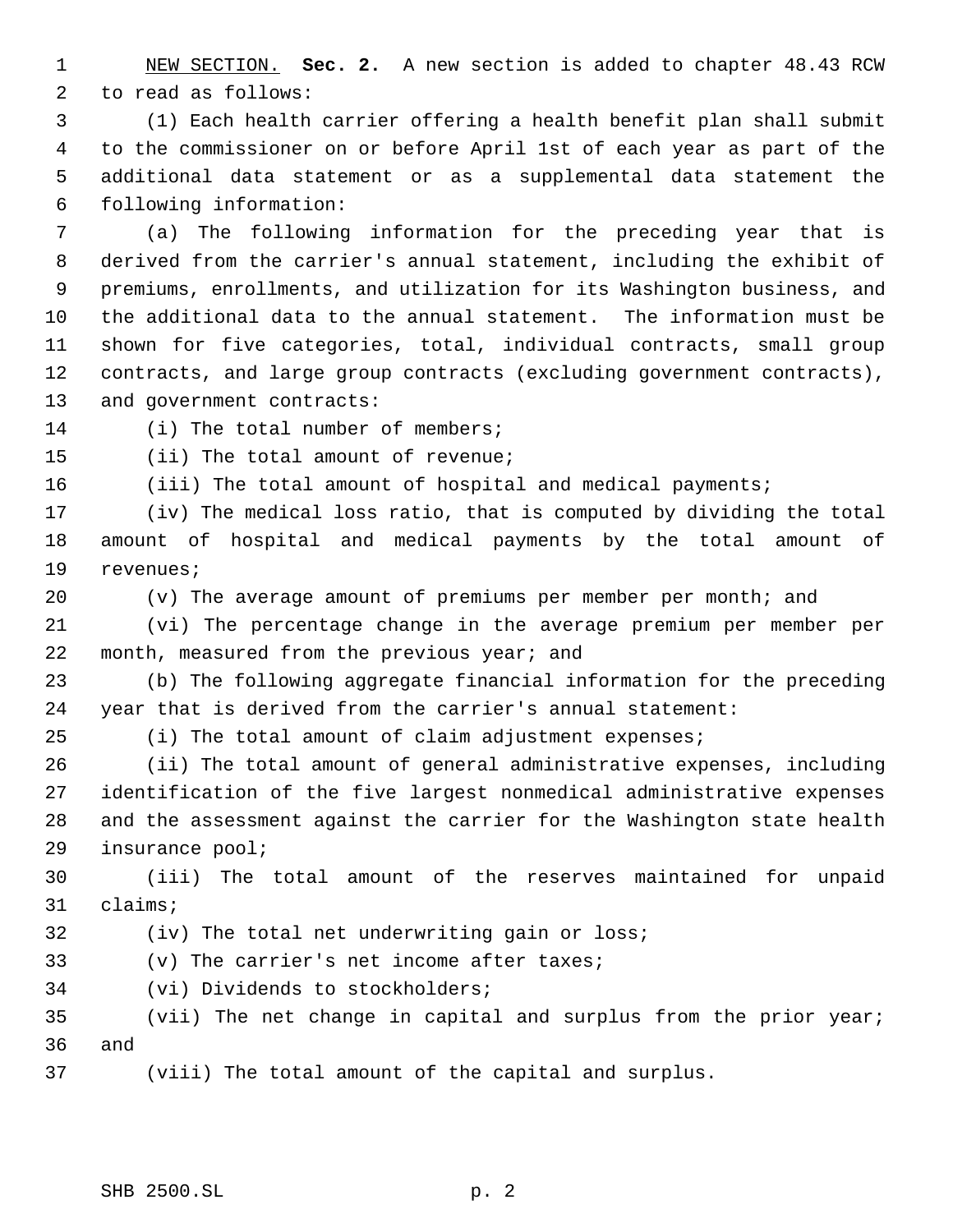NEW SECTION. **Sec. 2.** A new section is added to chapter 48.43 RCW to read as follows:

(1) Each health carrier offering a health benefit plan shall submit to the commissioner on or before April 1st of each year as part of the additional data statement or as a supplemental data statement the following information:

(a) The following information for the preceding year that is derived from the carrier's annual statement, including the exhibit of premiums, enrollments, and utilization for its Washington business, and the additional data to the annual statement. The information must be shown for five categories, total, individual contracts, small group contracts, and large group contracts (excluding government contracts), and government contracts:

(i) The total number of members;

(ii) The total amount of revenue;

(iii) The total amount of hospital and medical payments;

(iv) The medical loss ratio, that is computed by dividing the total amount of hospital and medical payments by the total amount of revenues;

(v) The average amount of premiums per member per month; and

(vi) The percentage change in the average premium per member per month, measured from the previous year; and

(b) The following aggregate financial information for the preceding year that is derived from the carrier's annual statement:

(i) The total amount of claim adjustment expenses;

(ii) The total amount of general administrative expenses, including identification of the five largest nonmedical administrative expenses and the assessment against the carrier for the Washington state health insurance pool;

(iii) The total amount of the reserves maintained for unpaid claims;

(iv) The total net underwriting gain or loss;

(v) The carrier's net income after taxes;

(vi) Dividends to stockholders;

(vii) The net change in capital and surplus from the prior year; and

(viii) The total amount of the capital and surplus.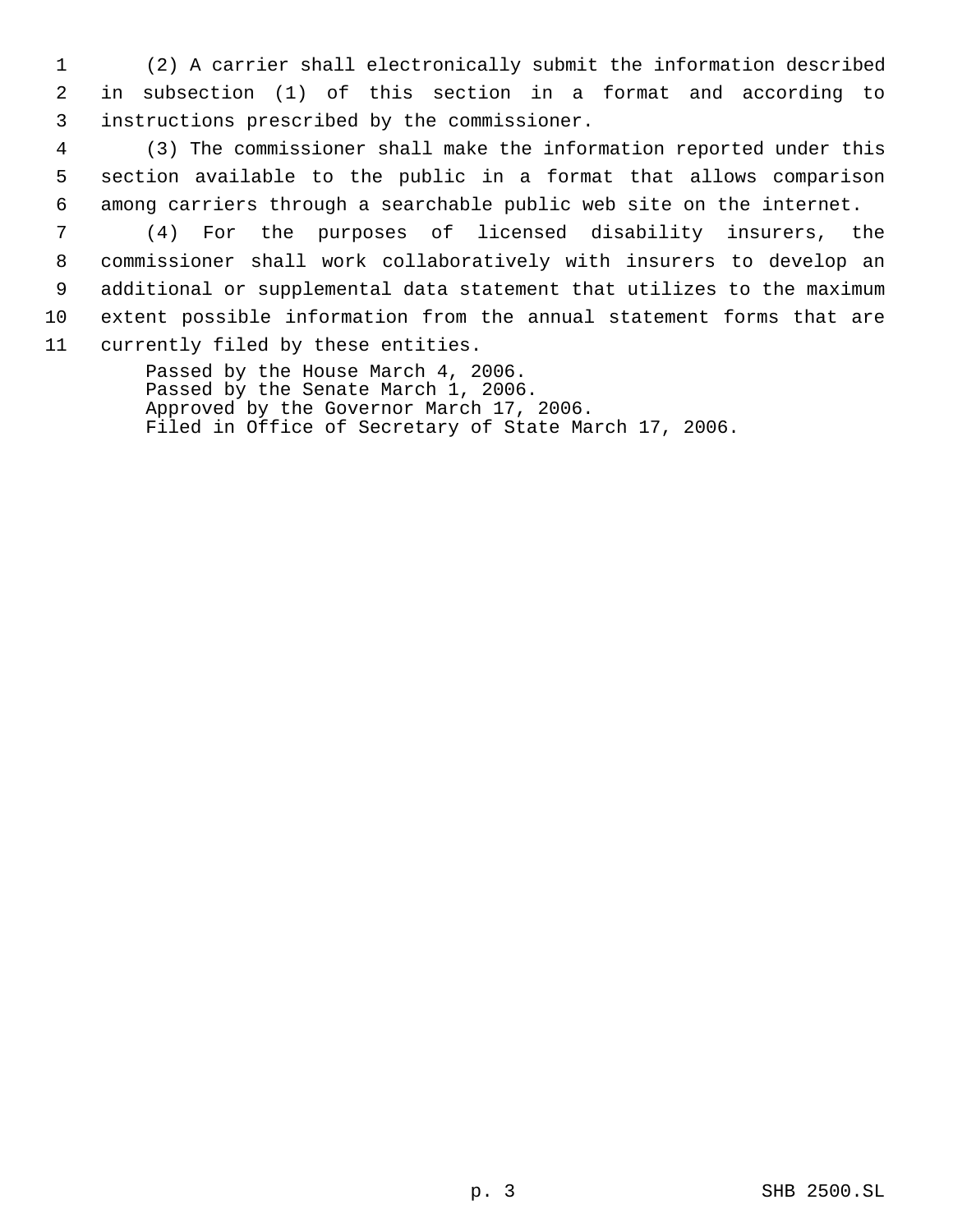(2) A carrier shall electronically submit the information described in subsection (1) of this section in a format and according to instructions prescribed by the commissioner.

(3) The commissioner shall make the information reported under this section available to the public in a format that allows comparison among carriers through a searchable public web site on the internet.

(4) For the purposes of licensed disability insurers, the commissioner shall work collaboratively with insurers to develop an additional or supplemental data statement that utilizes to the maximum extent possible information from the annual statement forms that are currently filed by these entities.

Passed by the House March 4, 2006.
Passed by the Senate March 1, 2006.
Approved by the Governor March 17, 2006.
Filed in Office of Secretary of State March 17, 2006.